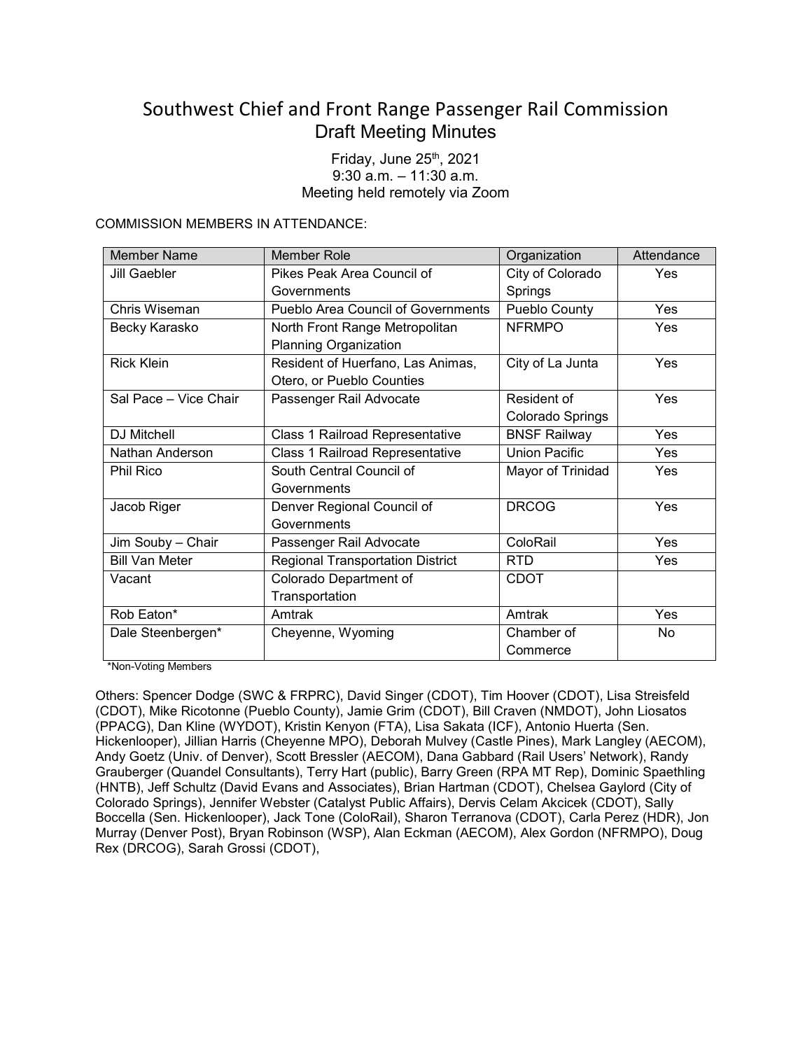# Southwest Chief and Front Range Passenger Rail Commission
## Draft Meeting Minutes

Friday, June 25th, 2021
9:30 a.m. – 11:30 a.m.
Meeting held remotely via Zoom

COMMISSION MEMBERS IN ATTENDANCE:

| Member Name | Member Role | Organization | Attendance |
|---|---|---|---|
| Jill Gaebler | Pikes Peak Area Council of Governments | City of Colorado Springs | Yes |
| Chris Wiseman | Pueblo Area Council of Governments | Pueblo County | Yes |
| Becky Karasko | North Front Range Metropolitan Planning Organization | NFRMPO | Yes |
| Rick Klein | Resident of Huerfano, Las Animas, Otero, or Pueblo Counties | City of La Junta | Yes |
| Sal Pace – Vice Chair | Passenger Rail Advocate | Resident of Colorado Springs | Yes |
| DJ Mitchell | Class 1 Railroad Representative | BNSF Railway | Yes |
| Nathan Anderson | Class 1 Railroad Representative | Union Pacific | Yes |
| Phil Rico | South Central Council of Governments | Mayor of Trinidad | Yes |
| Jacob Riger | Denver Regional Council of Governments | DRCOG | Yes |
| Jim Souby – Chair | Passenger Rail Advocate | ColoRail | Yes |
| Bill Van Meter | Regional Transportation District | RTD | Yes |
| Vacant | Colorado Department of Transportation | CDOT | |
| Rob Eaton* | Amtrak | Amtrak | Yes |
| Dale Steenbergen* | Cheyenne, Wyoming | Chamber of Commerce | No |

*Non-Voting Members

Others: Spencer Dodge (SWC & FRPRC), David Singer (CDOT), Tim Hoover (CDOT), Lisa Streisfeld (CDOT), Mike Ricotonne (Pueblo County), Jamie Grim (CDOT), Bill Craven (NMDOT), John Liosatos (PPACG), Dan Kline (WYDOT), Kristin Kenyon (FTA), Lisa Sakata (ICF), Antonio Huerta (Sen. Hickenlooper), Jillian Harris (Cheyenne MPO), Deborah Mulvey (Castle Pines), Mark Langley (AECOM), Andy Goetz (Univ. of Denver), Scott Bressler (AECOM), Dana Gabbard (Rail Users' Network), Randy Grauberger (Quandel Consultants), Terry Hart (public), Barry Green (RPA MT Rep), Dominic Spaethling (HNTB), Jeff Schultz (David Evans and Associates), Brian Hartman (CDOT), Chelsea Gaylord (City of Colorado Springs), Jennifer Webster (Catalyst Public Affairs), Dervis Celam Akcicek (CDOT), Sally Boccella (Sen. Hickenlooper), Jack Tone (ColoRail), Sharon Terranova (CDOT), Carla Perez (HDR), Jon Murray (Denver Post), Bryan Robinson (WSP), Alan Eckman (AECOM), Alex Gordon (NFRMPO), Doug Rex (DRCOG), Sarah Grossi (CDOT),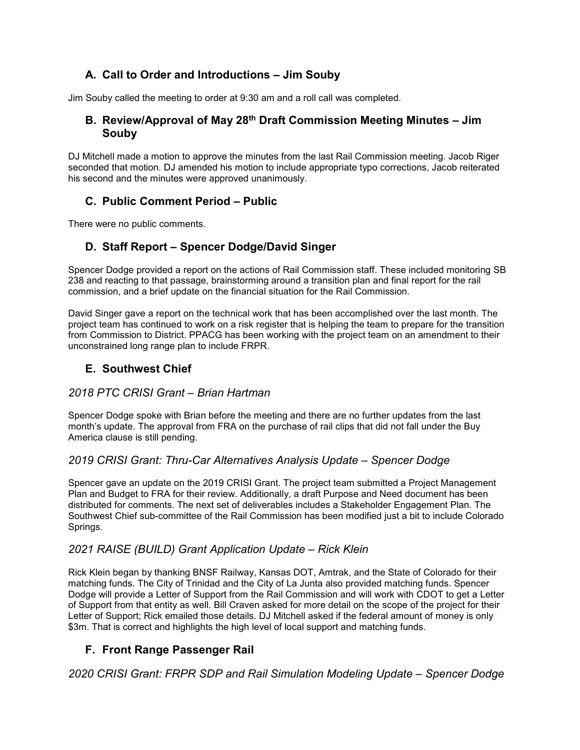## A. Call to Order and Introductions – Jim Souby

Jim Souby called the meeting to order at 9:30 am and a roll call was completed.

## B. Review/Approval of May 28th Draft Commission Meeting Minutes – Jim Souby

DJ Mitchell made a motion to approve the minutes from the last Rail Commission meeting. Jacob Riger seconded that motion. DJ amended his motion to include appropriate typo corrections, Jacob reiterated his second and the minutes were approved unanimously.

## C. Public Comment Period – Public

There were no public comments.

## D. Staff Report – Spencer Dodge/David Singer

Spencer Dodge provided a report on the actions of Rail Commission staff. These included monitoring SB 238 and reacting to that passage, brainstorming around a transition plan and final report for the rail commission, and a brief update on the financial situation for the Rail Commission.

David Singer gave a report on the technical work that has been accomplished over the last month. The project team has continued to work on a risk register that is helping the team to prepare for the transition from Commission to District. PPACG has been working with the project team on an amendment to their unconstrained long range plan to include FRPR.

## E. Southwest Chief

### *2018 PTC CRISI Grant – Brian Hartman*

Spencer Dodge spoke with Brian before the meeting and there are no further updates from the last month's update. The approval from FRA on the purchase of rail clips that did not fall under the Buy America clause is still pending.

### *2019 CRISI Grant: Thru-Car Alternatives Analysis Update – Spencer Dodge*

Spencer gave an update on the 2019 CRISI Grant. The project team submitted a Project Management Plan and Budget to FRA for their review. Additionally, a draft Purpose and Need document has been distributed for comments. The next set of deliverables includes a Stakeholder Engagement Plan. The Southwest Chief sub-committee of the Rail Commission has been modified just a bit to include Colorado Springs.

### *2021 RAISE (BUILD) Grant Application Update – Rick Klein*

Rick Klein began by thanking BNSF Railway, Kansas DOT, Amtrak, and the State of Colorado for their matching funds. The City of Trinidad and the City of La Junta also provided matching funds. Spencer Dodge will provide a Letter of Support from the Rail Commission and will work with CDOT to get a Letter of Support from that entity as well. Bill Craven asked for more detail on the scope of the project for their Letter of Support; Rick emailed those details. DJ Mitchell asked if the federal amount of money is only \$3m. That is correct and highlights the high level of local support and matching funds.

## F. Front Range Passenger Rail

### *2020 CRISI Grant: FRPR SDP and Rail Simulation Modeling Update – Spencer Dodge*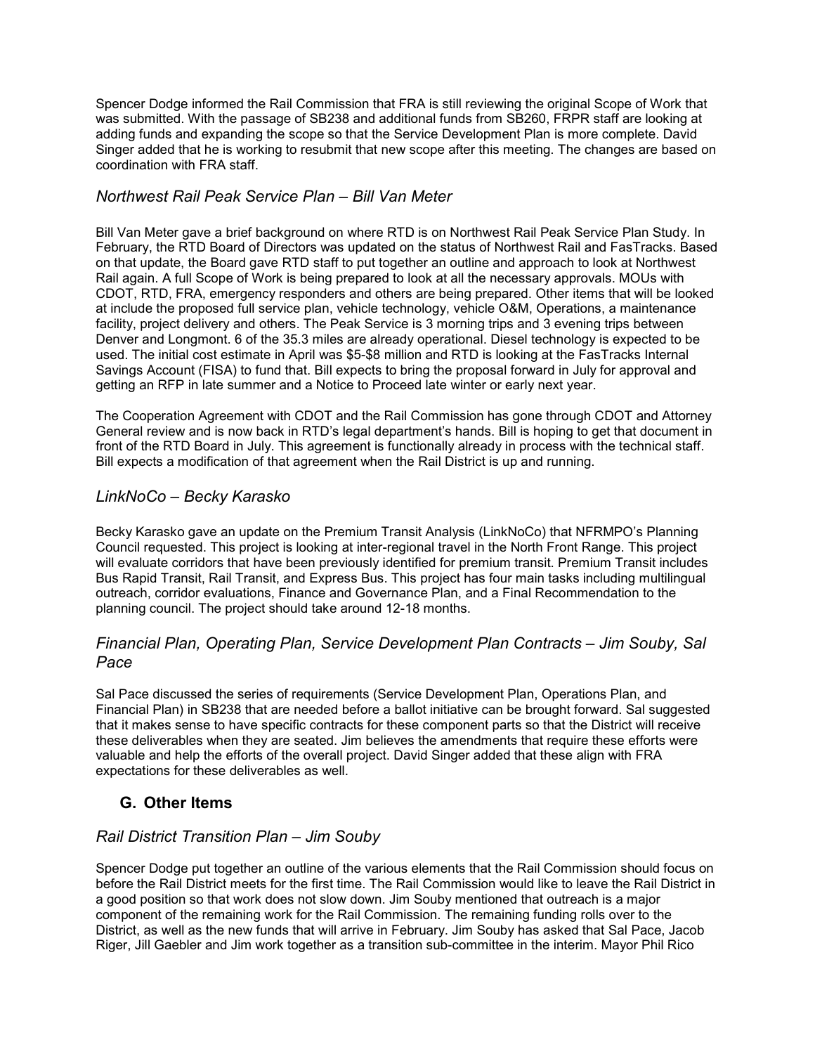Spencer Dodge informed the Rail Commission that FRA is still reviewing the original Scope of Work that was submitted. With the passage of SB238 and additional funds from SB260, FRPR staff are looking at adding funds and expanding the scope so that the Service Development Plan is more complete. David Singer added that he is working to resubmit that new scope after this meeting. The changes are based on coordination with FRA staff.

### *Northwest Rail Peak Service Plan – Bill Van Meter*

Bill Van Meter gave a brief background on where RTD is on Northwest Rail Peak Service Plan Study. In February, the RTD Board of Directors was updated on the status of Northwest Rail and FasTracks. Based on that update, the Board gave RTD staff to put together an outline and approach to look at Northwest Rail again. A full Scope of Work is being prepared to look at all the necessary approvals. MOUs with CDOT, RTD, FRA, emergency responders and others are being prepared. Other items that will be looked at include the proposed full service plan, vehicle technology, vehicle O&M, Operations, a maintenance facility, project delivery and others. The Peak Service is 3 morning trips and 3 evening trips between Denver and Longmont. 6 of the 35.3 miles are already operational. Diesel technology is expected to be used. The initial cost estimate in April was $5-$8 million and RTD is looking at the FasTracks Internal Savings Account (FISA) to fund that. Bill expects to bring the proposal forward in July for approval and getting an RFP in late summer and a Notice to Proceed late winter or early next year.

The Cooperation Agreement with CDOT and the Rail Commission has gone through CDOT and Attorney General review and is now back in RTD's legal department's hands. Bill is hoping to get that document in front of the RTD Board in July. This agreement is functionally already in process with the technical staff. Bill expects a modification of that agreement when the Rail District is up and running.

### *LinkNoCo – Becky Karasko*

Becky Karasko gave an update on the Premium Transit Analysis (LinkNoCo) that NFRMPO's Planning Council requested. This project is looking at inter-regional travel in the North Front Range. This project will evaluate corridors that have been previously identified for premium transit. Premium Transit includes Bus Rapid Transit, Rail Transit, and Express Bus. This project has four main tasks including multilingual outreach, corridor evaluations, Finance and Governance Plan, and a Final Recommendation to the planning council. The project should take around 12-18 months.

### *Financial Plan, Operating Plan, Service Development Plan Contracts – Jim Souby, Sal Pace*

Sal Pace discussed the series of requirements (Service Development Plan, Operations Plan, and Financial Plan) in SB238 that are needed before a ballot initiative can be brought forward. Sal suggested that it makes sense to have specific contracts for these component parts so that the District will receive these deliverables when they are seated. Jim believes the amendments that require these efforts were valuable and help the efforts of the overall project. David Singer added that these align with FRA expectations for these deliverables as well.

## G. Other Items

### *Rail District Transition Plan – Jim Souby*

Spencer Dodge put together an outline of the various elements that the Rail Commission should focus on before the Rail District meets for the first time. The Rail Commission would like to leave the Rail District in a good position so that work does not slow down. Jim Souby mentioned that outreach is a major component of the remaining work for the Rail Commission. The remaining funding rolls over to the District, as well as the new funds that will arrive in February. Jim Souby has asked that Sal Pace, Jacob Riger, Jill Gaebler and Jim work together as a transition sub-committee in the interim. Mayor Phil Rico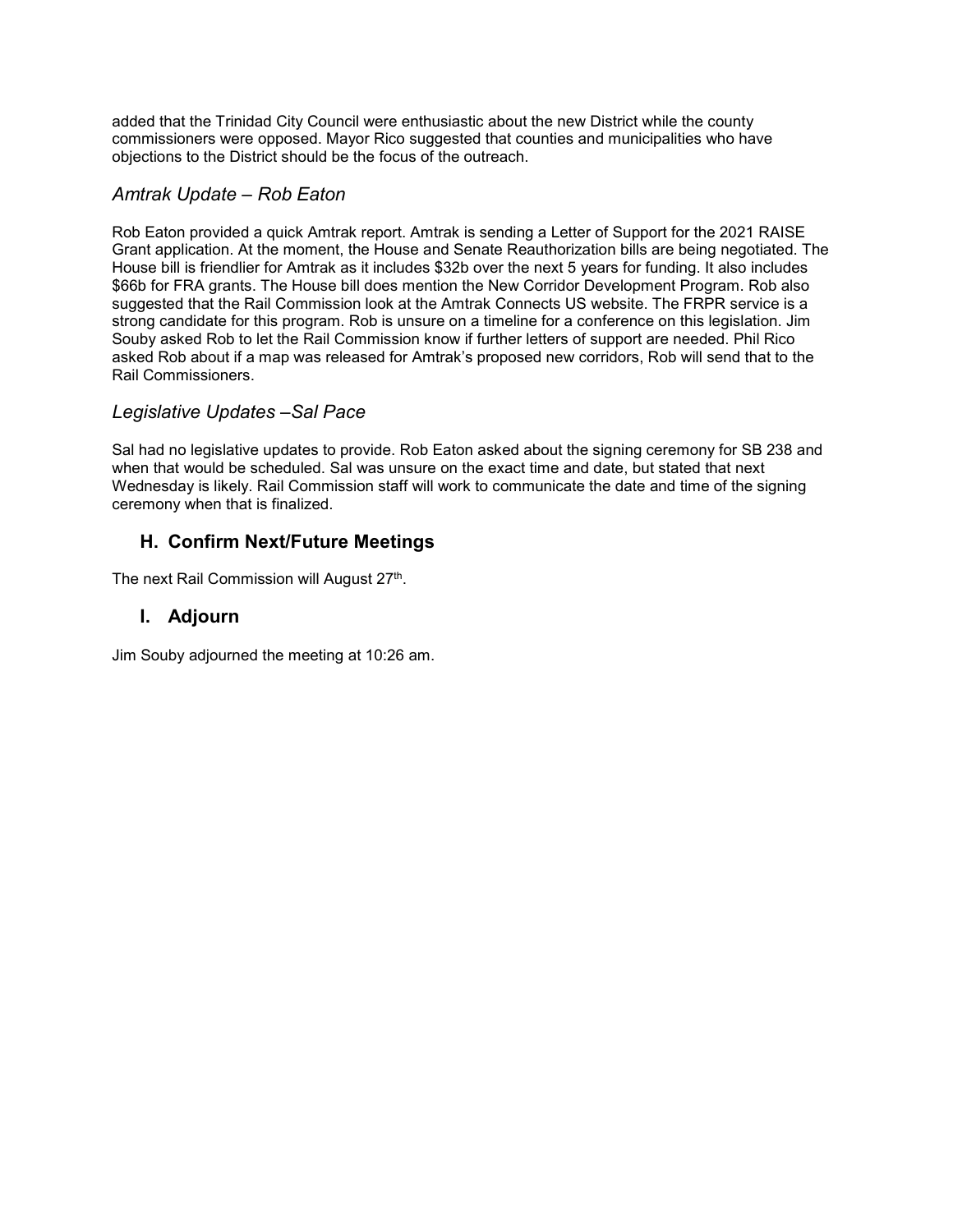added that the Trinidad City Council were enthusiastic about the new District while the county commissioners were opposed. Mayor Rico suggested that counties and municipalities who have objections to the District should be the focus of the outreach.

### *Amtrak Update – Rob Eaton*

Rob Eaton provided a quick Amtrak report. Amtrak is sending a Letter of Support for the 2021 RAISE Grant application. At the moment, the House and Senate Reauthorization bills are being negotiated. The House bill is friendlier for Amtrak as it includes $32b over the next 5 years for funding. It also includes $66b for FRA grants. The House bill does mention the New Corridor Development Program. Rob also suggested that the Rail Commission look at the Amtrak Connects US website. The FRPR service is a strong candidate for this program. Rob is unsure on a timeline for a conference on this legislation. Jim Souby asked Rob to let the Rail Commission know if further letters of support are needed. Phil Rico asked Rob about if a map was released for Amtrak's proposed new corridors, Rob will send that to the Rail Commissioners.

### *Legislative Updates –Sal Pace*

Sal had no legislative updates to provide. Rob Eaton asked about the signing ceremony for SB 238 and when that would be scheduled. Sal was unsure on the exact time and date, but stated that next Wednesday is likely. Rail Commission staff will work to communicate the date and time of the signing ceremony when that is finalized.

## H. Confirm Next/Future Meetings

The next Rail Commission will August 27th.

## I. Adjourn

Jim Souby adjourned the meeting at 10:26 am.